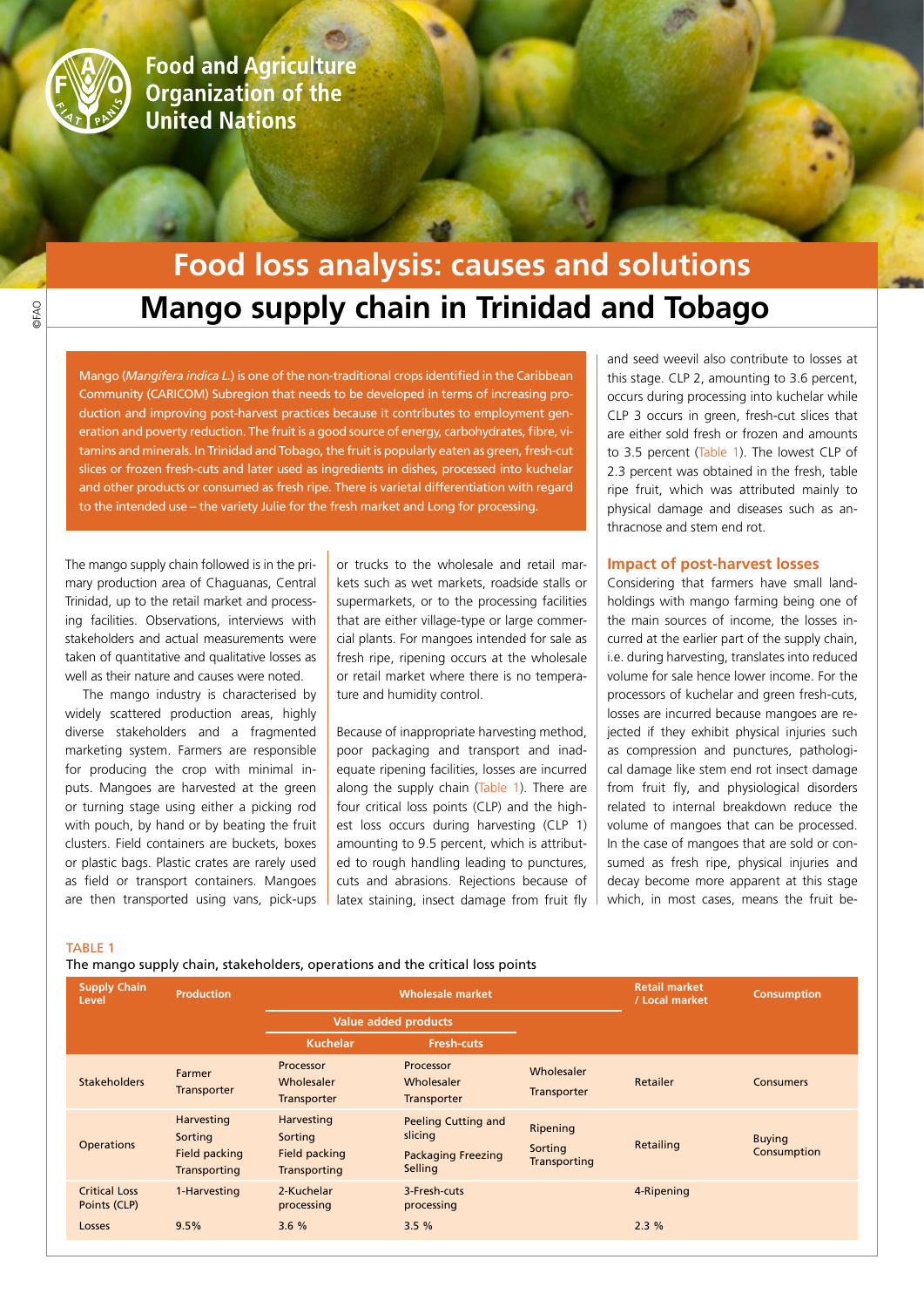Food and Agriculture Organization of the United Nations

# Food loss analysis: causes and solutions

## Mango supply chain in Trinidad and Tobago

Mango (*Mangifera indica L.*) is one of the non-traditional crops identified in the Caribbean Community (CARICOM) Subregion that needs to be developed in terms of increasing production and improving post-harvest practices because it contributes to employment generation and poverty reduction. The fruit is a good source of energy, carbohydrates, fibre, vitamins and minerals. In Trinidad and Tobago, the fruit is popularly eaten as green, fresh-cut slices or frozen fresh-cuts and later used as ingredients in dishes, processed into kuchelar and other products or consumed as fresh ripe. There is varietal differentiation with regard to the intended use – the variety Julie for the fresh market and Long for processing.

The mango supply chain followed is in the primary production area of Chaguanas, Central Trinidad, up to the retail market and processing facilities. Observations, interviews with stakeholders and actual measurements were taken of quantitative and qualitative losses as well as their nature and causes were noted.

The mango industry is characterised by widely scattered production areas, highly diverse stakeholders and a fragmented marketing system. Farmers are responsible for producing the crop with minimal inputs. Mangoes are harvested at the green or turning stage using either a picking rod with pouch, by hand or by beating the fruit clusters. Field containers are buckets, boxes or plastic bags. Plastic crates are rarely used as field or transport containers. Mangoes are then transported using vans, pick-ups or trucks to the wholesale and retail markets such as wet markets, roadside stalls or supermarkets, or to the processing facilities that are either village-type or large commercial plants. For mangoes intended for sale as fresh ripe, ripening occurs at the wholesale or retail market where there is no temperature and humidity control.

Because of inappropriate harvesting method, poor packaging and transport and inadequate ripening facilities, losses are incurred along the supply chain (Table 1). There are four critical loss points (CLP) and the highest loss occurs during harvesting (CLP 1) amounting to 9.5 percent, which is attributed to rough handling leading to punctures, cuts and abrasions. Rejections because of latex staining, insect damage from fruit fly and seed weevil also contribute to losses at this stage. CLP 2, amounting to 3.6 percent, occurs during processing into kuchelar while CLP 3 occurs in green, fresh-cut slices that are either sold fresh or frozen and amounts to 3.5 percent (Table 1). The lowest CLP of 2.3 percent was obtained in the fresh, table ripe fruit, which was attributed mainly to physical damage and diseases such as anthracnose and stem end rot.

### Impact of post-harvest losses

Considering that farmers have small landholdings with mango farming being one of the main sources of income, the losses incurred at the earlier part of the supply chain, i.e. during harvesting, translates into reduced volume for sale hence lower income. For the processors of kuchelar and green fresh-cuts, losses are incurred because mangoes are rejected if they exhibit physical injuries such as compression and punctures, pathological damage like stem end rot insect damage from fruit fly, and physiological disorders related to internal breakdown reduce the volume of mangoes that can be processed. In the case of mangoes that are sold or consumed as fresh ripe, physical injuries and decay become more apparent at this stage which, in most cases, means the fruit be-

TABLE 1

The mango supply chain, stakeholders, operations and the critical loss points

| Supply Chain Level | Production | Wholesale market | | | Retail market / Local market | Consumption |
|---|---|---|---|---|---|---|
| | | Value added products | | | | |
| | | Kuchelar | Fresh-cuts | | | |
| Stakeholders | Farmer<br>Transporter | Processor<br>Wholesaler<br>Transporter | Processor<br>Wholesaler<br>Transporter | Wholesaler<br>Transporter | Retailer | Consumers |
| Operations | Harvesting<br>Sorting<br>Field packing<br>Transporting | Harvesting<br>Sorting<br>Field packing<br>Transporting | Peeling Cutting and slicing<br>Packaging Freezing<br>Selling | Ripening<br>Sorting<br>Transporting | Retailing | Buying<br>Consumption |
| Critical Loss Points (CLP) | 1-Harvesting | 2-Kuchelar processing | 3-Fresh-cuts processing | | 4-Ripening | |
| Losses | 9.5% | 3.6 % | 3.5 % | | 2.3 % | |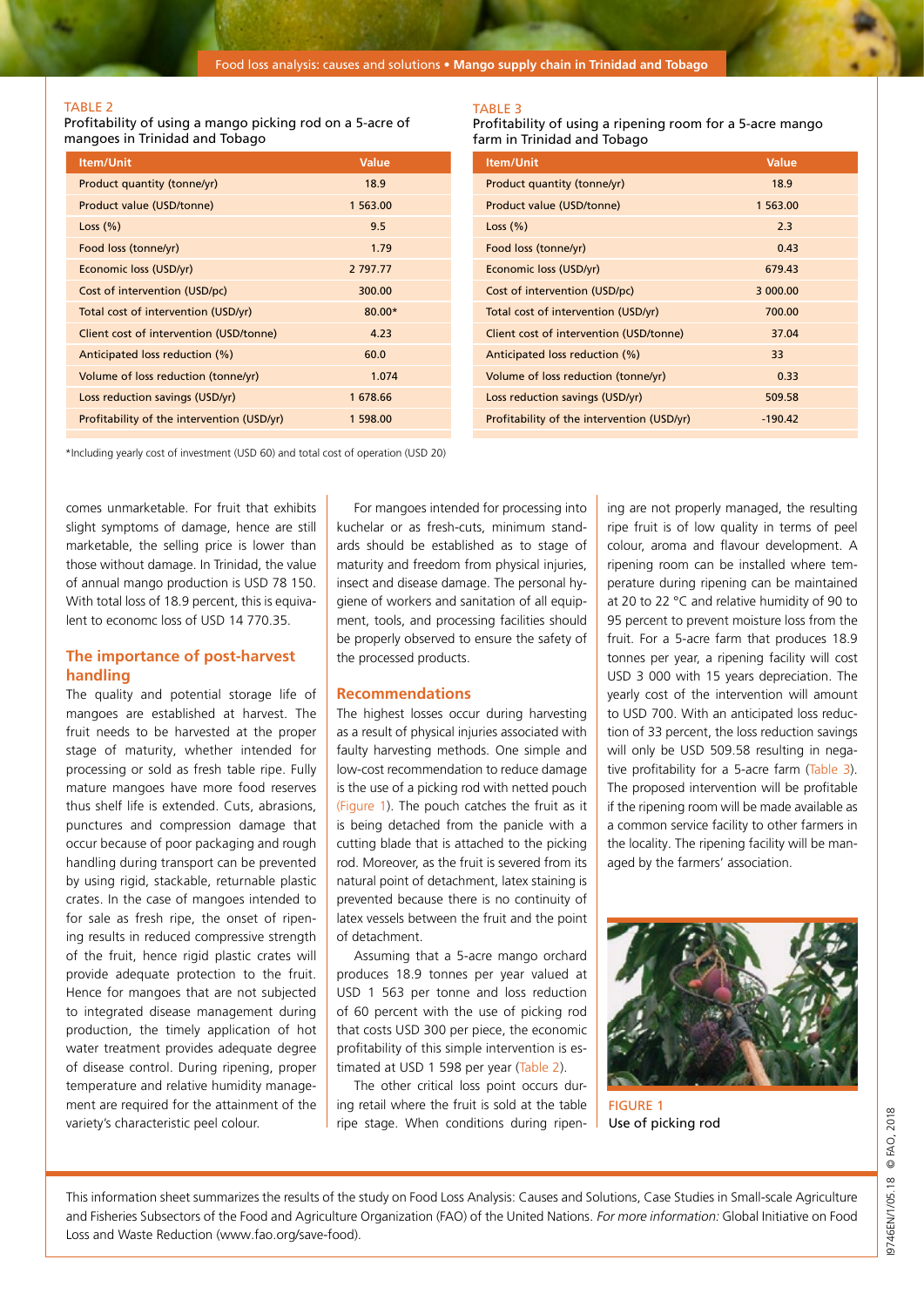TABLE 2
Profitability of using a mango picking rod on a 5-acre of mangoes in Trinidad and Tobago

| Item/Unit | Value |
|---|---|
| Product quantity (tonne/yr) | 18.9 |
| Product value (USD/tonne) | 1 563.00 |
| Loss (%) | 9.5 |
| Food loss (tonne/yr) | 1.79 |
| Economic loss (USD/yr) | 2 797.77 |
| Cost of intervention (USD/pc) | 300.00 |
| Total cost of intervention (USD/yr) | 80.00* |
| Client cost of intervention (USD/tonne) | 4.23 |
| Anticipated loss reduction (%) | 60.0 |
| Volume of loss reduction (tonne/yr) | 1.074 |
| Loss reduction savings (USD/yr) | 1 678.66 |
| Profitability of the intervention (USD/yr) | 1 598.00 |

*Including yearly cost of investment (USD 60) and total cost of operation (USD 20)

TABLE 3
Profitability of using a ripening room for a 5-acre mango farm in Trinidad and Tobago

| Item/Unit | Value |
|---|---|
| Product quantity (tonne/yr) | 18.9 |
| Product value (USD/tonne) | 1 563.00 |
| Loss (%) | 2.3 |
| Food loss (tonne/yr) | 0.43 |
| Economic loss (USD/yr) | 679.43 |
| Cost of intervention (USD/pc) | 3 000.00 |
| Total cost of intervention (USD/yr) | 700.00 |
| Client cost of intervention (USD/tonne) | 37.04 |
| Anticipated loss reduction (%) | 33 |
| Volume of loss reduction (tonne/yr) | 0.33 |
| Loss reduction savings (USD/yr) | 509.58 |
| Profitability of the intervention (USD/yr) | -190.42 |

comes unmarketable. For fruit that exhibits slight symptoms of damage, hence are still marketable, the selling price is lower than those without damage. In Trinidad, the value of annual mango production is USD 78 150. With total loss of 18.9 percent, this is equivalent to economc loss of USD 14 770.35.

## The importance of post-harvest handling

The quality and potential storage life of mangoes are established at harvest. The fruit needs to be harvested at the proper stage of maturity, whether intended for processing or sold as fresh table ripe. Fully mature mangoes have more food reserves thus shelf life is extended. Cuts, abrasions, punctures and compression damage that occur because of poor packaging and rough handling during transport can be prevented by using rigid, stackable, returnable plastic crates. In the case of mangoes intended to for sale as fresh ripe, the onset of ripening results in reduced compressive strength of the fruit, hence rigid plastic crates will provide adequate protection to the fruit. Hence for mangoes that are not subjected to integrated disease management during production, the timely application of hot water treatment provides adequate degree of disease control. During ripening, proper temperature and relative humidity management are required for the attainment of the variety's characteristic peel colour.

For mangoes intended for processing into kuchelar or as fresh-cuts, minimum standards should be established as to stage of maturity and freedom from physical injuries, insect and disease damage. The personal hygiene of workers and sanitation of all equipment, tools, and processing facilities should be properly observed to ensure the safety of the processed products.

## Recommendations

The highest losses occur during harvesting as a result of physical injuries associated with faulty harvesting methods. One simple and low-cost recommendation to reduce damage is the use of a picking rod with netted pouch (Figure 1). The pouch catches the fruit as it is being detached from the panicle with a cutting blade that is attached to the picking rod. Moreover, as the fruit is severed from its natural point of detachment, latex staining is prevented because there is no continuity of latex vessels between the fruit and the point of detachment.

Assuming that a 5-acre mango orchard produces 18.9 tonnes per year valued at USD 1 563 per tonne and loss reduction of 60 percent with the use of picking rod that costs USD 300 per piece, the economic profitability of this simple intervention is estimated at USD 1 598 per year (Table 2).

The other critical loss point occurs during retail where the fruit is sold at the table ripe stage. When conditions during ripening are not properly managed, the resulting ripe fruit is of low quality in terms of peel colour, aroma and flavour development. A ripening room can be installed where temperature during ripening can be maintained at 20 to 22 °C and relative humidity of 90 to 95 percent to prevent moisture loss from the fruit. For a 5-acre farm that produces 18.9 tonnes per year, a ripening facility will cost USD 3 000 with 15 years depreciation. The yearly cost of the intervention will amount to USD 700. With an anticipated loss reduction of 33 percent, the loss reduction savings will only be USD 509.58 resulting in negative profitability for a 5-acre farm (Table 3). The proposed intervention will be profitable if the ripening room will be made available as a common service facility to other farmers in the locality. The ripening facility will be managed by the farmers' association.

FIGURE 1
Use of picking rod

This information sheet summarizes the results of the study on Food Loss Analysis: Causes and Solutions, Case Studies in Small-scale Agriculture and Fisheries Subsectors of the Food and Agriculture Organization (FAO) of the United Nations. *For more information:* Global Initiative on Food Loss and Waste Reduction (www.fao.org/save-food).

I9746EN/1/05.18 © FAO, 2018